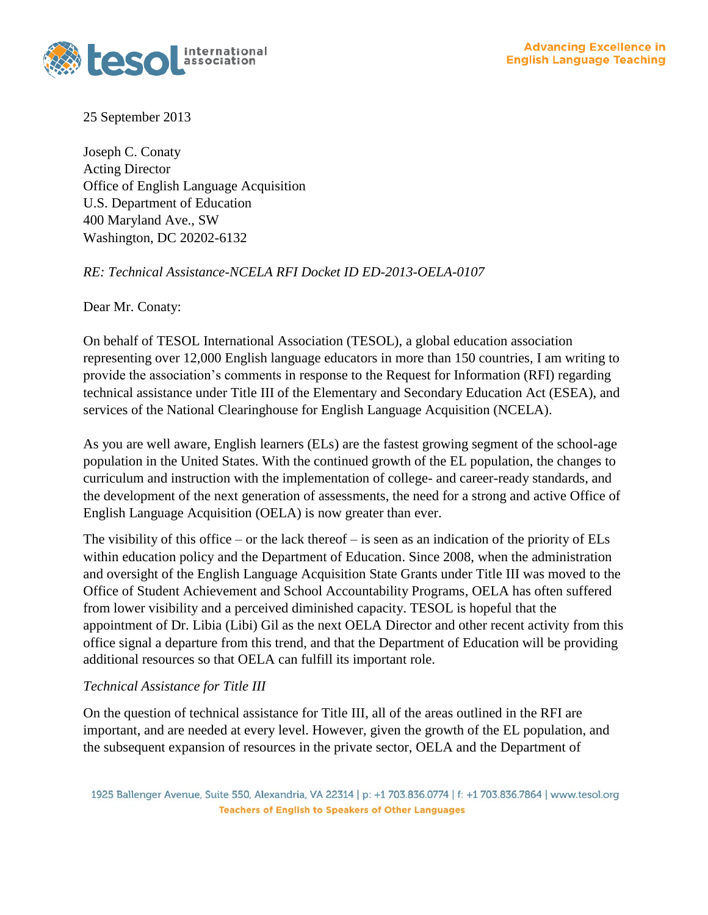25 September 2013

Joseph C. Conaty
Acting Director
Office of English Language Acquisition
U.S. Department of Education
400 Maryland Ave., SW
Washington, DC 20202-6132

*RE: Technical Assistance-NCELA RFI Docket ID ED-2013-OELA-0107*

Dear Mr. Conaty:

On behalf of TESOL International Association (TESOL), a global education association representing over 12,000 English language educators in more than 150 countries, I am writing to provide the association's comments in response to the Request for Information (RFI) regarding technical assistance under Title III of the Elementary and Secondary Education Act (ESEA), and services of the National Clearinghouse for English Language Acquisition (NCELA).

As you are well aware, English learners (ELs) are the fastest growing segment of the school-age population in the United States. With the continued growth of the EL population, the changes to curriculum and instruction with the implementation of college- and career-ready standards, and the development of the next generation of assessments, the need for a strong and active Office of English Language Acquisition (OELA) is now greater than ever.

The visibility of this office – or the lack thereof – is seen as an indication of the priority of ELs within education policy and the Department of Education. Since 2008, when the administration and oversight of the English Language Acquisition State Grants under Title III was moved to the Office of Student Achievement and School Accountability Programs, OELA has often suffered from lower visibility and a perceived diminished capacity. TESOL is hopeful that the appointment of Dr. Libia (Libi) Gil as the next OELA Director and other recent activity from this office signal a departure from this trend, and that the Department of Education will be providing additional resources so that OELA can fulfill its important role.

*Technical Assistance for Title III*

On the question of technical assistance for Title III, all of the areas outlined in the RFI are important, and are needed at every level. However, given the growth of the EL population, and the subsequent expansion of resources in the private sector, OELA and the Department of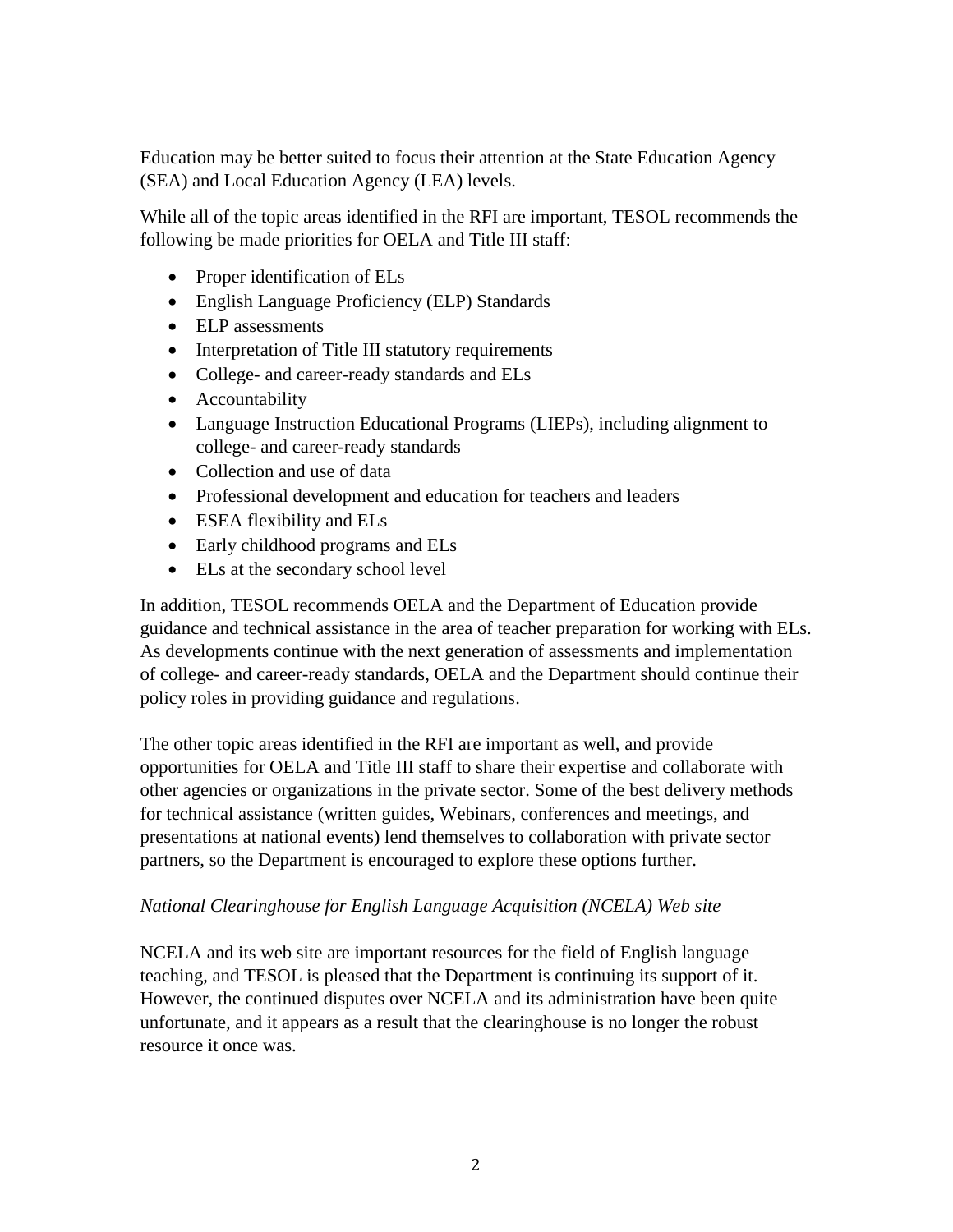Education may be better suited to focus their attention at the State Education Agency (SEA) and Local Education Agency (LEA) levels.

While all of the topic areas identified in the RFI are important, TESOL recommends the following be made priorities for OELA and Title III staff:

- Proper identification of ELs
- English Language Proficiency (ELP) Standards
- ELP assessments
- Interpretation of Title III statutory requirements
- College- and career-ready standards and ELs
- Accountability
- Language Instruction Educational Programs (LIEPs), including alignment to college- and career-ready standards
- Collection and use of data
- Professional development and education for teachers and leaders
- ESEA flexibility and ELs
- Early childhood programs and ELs
- ELs at the secondary school level

In addition, TESOL recommends OELA and the Department of Education provide guidance and technical assistance in the area of teacher preparation for working with ELs. As developments continue with the next generation of assessments and implementation of college- and career-ready standards, OELA and the Department should continue their policy roles in providing guidance and regulations.

The other topic areas identified in the RFI are important as well, and provide opportunities for OELA and Title III staff to share their expertise and collaborate with other agencies or organizations in the private sector. Some of the best delivery methods for technical assistance (written guides, Webinars, conferences and meetings, and presentations at national events) lend themselves to collaboration with private sector partners, so the Department is encouraged to explore these options further.

*National Clearinghouse for English Language Acquisition (NCELA) Web site*

NCELA and its web site are important resources for the field of English language teaching, and TESOL is pleased that the Department is continuing its support of it. However, the continued disputes over NCELA and its administration have been quite unfortunate, and it appears as a result that the clearinghouse is no longer the robust resource it once was.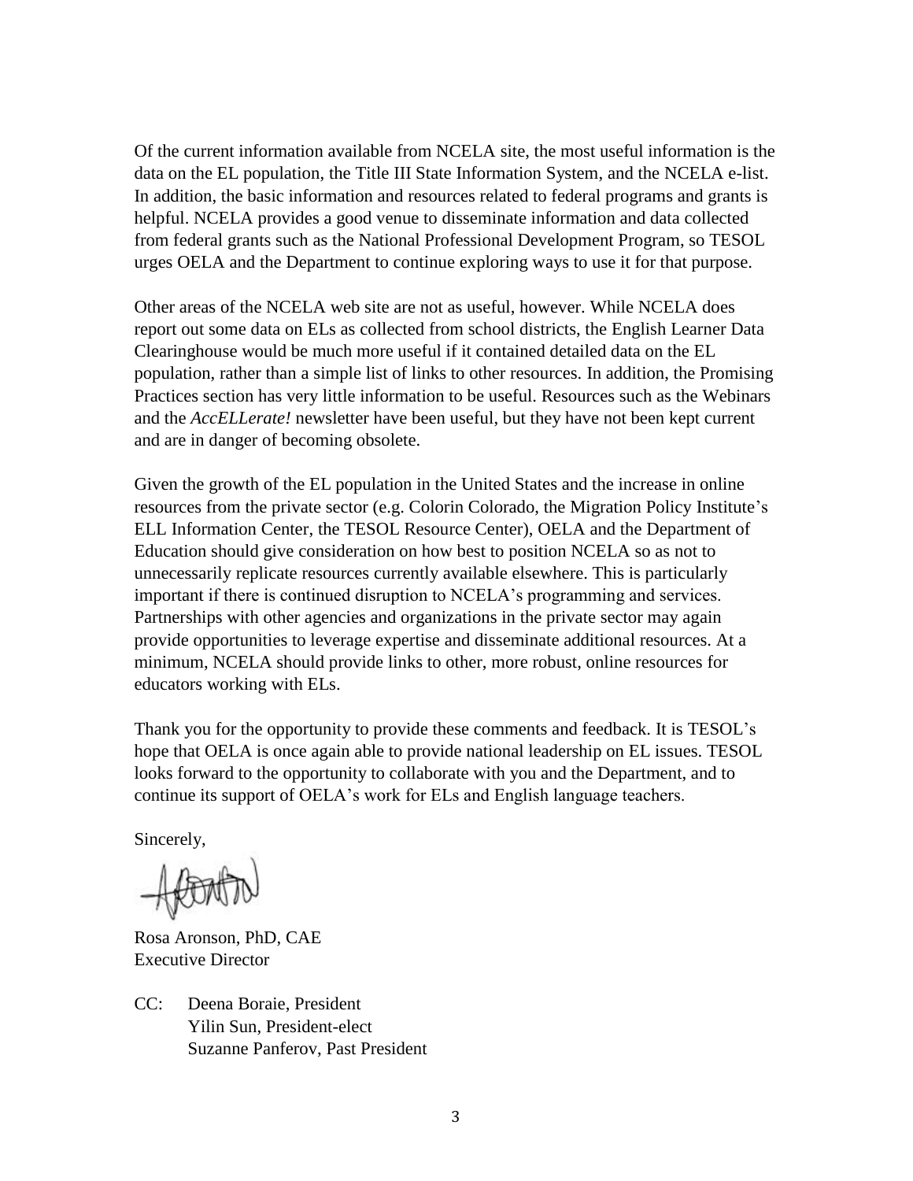Of the current information available from NCELA site, the most useful information is the data on the EL population, the Title III State Information System, and the NCELA e-list. In addition, the basic information and resources related to federal programs and grants is helpful. NCELA provides a good venue to disseminate information and data collected from federal grants such as the National Professional Development Program, so TESOL urges OELA and the Department to continue exploring ways to use it for that purpose.

Other areas of the NCELA web site are not as useful, however. While NCELA does report out some data on ELs as collected from school districts, the English Learner Data Clearinghouse would be much more useful if it contained detailed data on the EL population, rather than a simple list of links to other resources. In addition, the Promising Practices section has very little information to be useful. Resources such as the Webinars and the *AccELLerate!* newsletter have been useful, but they have not been kept current and are in danger of becoming obsolete.

Given the growth of the EL population in the United States and the increase in online resources from the private sector (e.g. Colorin Colorado, the Migration Policy Institute's ELL Information Center, the TESOL Resource Center), OELA and the Department of Education should give consideration on how best to position NCELA so as not to unnecessarily replicate resources currently available elsewhere. This is particularly important if there is continued disruption to NCELA's programming and services. Partnerships with other agencies and organizations in the private sector may again provide opportunities to leverage expertise and disseminate additional resources. At a minimum, NCELA should provide links to other, more robust, online resources for educators working with ELs.

Thank you for the opportunity to provide these comments and feedback. It is TESOL's hope that OELA is once again able to provide national leadership on EL issues. TESOL looks forward to the opportunity to collaborate with you and the Department, and to continue its support of OELA's work for ELs and English language teachers.

Sincerely,

Rosa Aronson, PhD, CAE
Executive Director

CC: Deena Boraie, President
Yilin Sun, President-elect
Suzanne Panferov, Past President